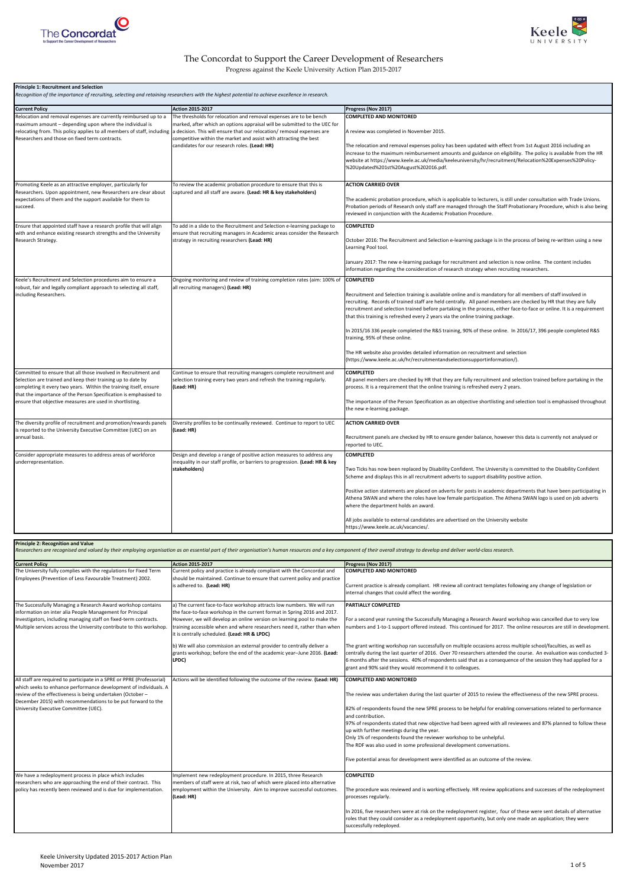# The Concordat to Support the Career Development of Researchers

Progress against the Keele University Action Plan 2015-2017

## Principle 1: Recruitment and Selection

*Recognition of the importance of recruiting, selecting and retaining researchers with the highest potential to achieve excellence in research.*

| Current Policy | Action 2015-2017 | Progress (Nov 2017) |
|---|---|---|
| Relocation and removal expenses are currently reimbursed up to a maximum amount – depending upon where the individual is relocating from. This policy applies to all members of staff, including Researchers and those on fixed term contracts. | The thresholds for relocation and removal expenses are to be bench marked, after which an options appraisal will be submitted to the UEC for a decision. This will ensure that our relocation/ removal expenses are competitive within the market and assist with attracting the best candidates for our research roles. **(Lead: HR)** | **COMPLETED AND MONITORED**<br><br>A review was completed in November 2015.<br><br>The relocation and removal expenses policy has been updated with effect from 1st August 2016 including an increase to the maximum reimbursement amounts and guidance on eligibility. The policy is available from the HR website at https://www.keele.ac.uk/media/keeleuniversity/hr/recruitment/Relocation%20Expenses%20Policy-%20Updated%201st%20August%202016.pdf. |
| Promoting Keele as an attractive employer, particularly for Researchers. Upon appointment, new Researchers are clear about expectations of them and the support available for them to succeed. | To review the academic probation procedure to ensure that this is captured and all staff are aware. **(Lead: HR & key stakeholders)** | **ACTION CARRIED OVER**<br><br>The academic probation procedure, which is applicable to lecturers, is still under consultation with Trade Unions. Probation periods of Research only staff are managed through the Staff Probationary Procedure, which is also being reviewed in conjunction with the Academic Probation Procedure. |
| Ensure that appointed staff have a research profile that will align with and enhance existing research strengths and the University Research Strategy. | To add in a slide to the Recruitment and Selection e-learning package to ensure that recruiting managers in Academic areas consider the Research strategy in recruiting researchers **(Lead: HR)** | **COMPLETED**<br><br>October 2016: The Recruitment and Selection e-learning package is in the process of being re-written using a new Learning Pool tool.<br><br>January 2017: The new e-learning package for recruitment and selection is now online. The content includes information regarding the consideration of research strategy when recruiting researchers. |
| Keele's Recruitment and Selection procedures aim to ensure a robust, fair and legally compliant approach to selecting all staff, including Researchers. | Ongoing monitoring and review of training completion rates (aim: 100% of all recruiting managers) **(Lead: HR)** | **COMPLETED**<br><br>Recruitment and Selection training is available online and is mandatory for all members of staff involved in recruiting. Records of trained staff are held centrally. All panel members are checked by HR that they are fully recruitment and selection trained before partaking in the process, either face-to-face or online. It is a requirement that this training is refreshed every 2 years via the online training package.<br><br>In 2015/16 336 people completed the R&S training, 90% of these online. In 2016/17, 396 people completed R&S training, 95% of these online.<br><br>The HR website also provides detailed information on recruitment and selection (https://www.keele.ac.uk/hr/recruitmentandselectionsupportinformation/). |
| Committed to ensure that all those involved in Recruitment and Selection are trained and keep their training up to date by completing it every two years. Within the training itself, ensure that the importance of the Person Specification is emphasised to ensure that objective measures are used in shortlisting. | Continue to ensure that recruiting managers complete recruitment and selection training every two years and refresh the training regularly. **(Lead: HR)** | **COMPLETED**<br>All panel members are checked by HR that they are fully recruitment and selection trained before partaking in the process. It is a requirement that the online training is refreshed every 2 years.<br><br>The importance of the Person Specification as an objective shortlisting and selection tool is emphasised throughout the new e-learning package. |
| The diversity profile of recruitment and promotion/rewards panels is reported to the University Executive Committee (UEC) on an annual basis. | Diversity profiles to be continually reviewed. Continue to report to UEC **(Lead: HR)** | **ACTION CARRIED OVER**<br><br>Recruitment panels are checked by HR to ensure gender balance, however this data is currently not analysed or reported to UEC. |
| Consider appropriate measures to address areas of workforce underrepresentation. | Design and develop a range of positive action measures to address any inequality in our staff profile, or barriers to progression. **(Lead: HR & key stakeholders)** | **COMPLETED**<br><br>Two Ticks has now been replaced by Disability Confident. The University is committed to the Disability Confident Scheme and displays this in all recruitment adverts to support disability positive action.<br><br>Positive action statements are placed on adverts for posts in academic departments that have been participating in Athena SWAN and where the roles have low female participation. The Athena SWAN logo is used on job adverts where the department holds an award.<br><br>All jobs available to external candidates are advertised on the University website https://www.keele.ac.uk/vacancies/. |

## Principle 2: Recognition and Value

*Researchers are recognised and valued by their employing organisation as an essential part of their organisation's human resources and a key component of their overall strategy to develop and deliver world-class research.*

| Current Policy | Action 2015-2017 | Progress (Nov 2017) |
|---|---|---|
| The University fully complies with the regulations for Fixed Term Employees (Prevention of Less Favourable Treatment) 2002. | Current policy and practice is already compliant with the Concordat and should be maintained. Continue to ensure that current policy and practice is adhered to. **(Lead: HR)** | **COMPLETED AND MONITORED**<br><br>Current practice is already compliant. HR review all contract templates following any change of legislation or internal changes that could affect the wording. |
| The Successfully Managing a Research Award workshop contains information on inter alia People Management for Principal Investigators, including managing staff on fixed-term contracts. Multiple services across the University contribute to this workshop. | a) The current face-to-face workshop attracts low numbers. We will run the face-to-face workshop in the current format in Spring 2016 and 2017. However, we will develop an online version on learning pool to make the training accessible when and where researchers need it, rather than when it is centrally scheduled. **(Lead: HR & LPDC)**<br><br>b) We will also commission an external provider to centrally deliver a grants workshop; before the end of the academic year–June 2016. **(Lead: LPDC)** | **PARTIALLY COMPLETED**<br><br>For a second year running the Successfully Managing a Research Award workshop was cancelled due to very low numbers and 1-to-1 support offered instead. This continued for 2017. The online resources are still in development.<br><br>The grant writing workshop ran successfully on multiple occasions across multiple school/faculties, as well as centrally during the last quarter of 2016. Over 70 researchers attended the course. An evaluation was conducted 3-6 months after the sessions. 40% of respondents said that as a consequence of the session they had applied for a grant and 90% said they would recommend it to colleagues. |
| All staff are required to participate in a SPRE or PPRE (Professional) which seeks to enhance performance development of individuals. A review of the effectiveness is being undertaken (October – December 2015) with recommendations to be put forward to the University Executive Committee (UEC). | Actions will be identified following the outcome of the review. **(Lead: HR)** | **COMPLETED AND MONITORED**<br><br>The review was undertaken during the last quarter of 2015 to review the effectiveness of the new SPRE process.<br><br>82% of respondents found the new SPRE process to be helpful for enabling conversations related to performance and contribution.<br>97% of respondents stated that new objective had been agreed with all reviewees and 87% planned to follow these up with further meetings during the year.<br>Only 1% of respondents found the reviewer workshop to be unhelpful.<br>The RDF was also used in some professional development conversations.<br><br>Five potential areas for development were identified as an outcome of the review. |
| We have a redeployment process in place which includes researchers who are approaching the end of their contract. This policy has recently been reviewed and is due for implementation. | Implement new redeployment procedure. In 2015, three Research members of staff were at risk, two of which were placed into alternative employment within the University. Aim to improve successful outcomes. **(Lead: HR)** | **COMPLETED**<br><br>The procedure was reviewed and is working effectively. HR review applications and successes of the redeployment processes regularly.<br><br>In 2016, five researchers were at risk on the redeployment register, four of these were sent details of alternative roles that they could consider as a redeployment opportunity, but only one made an application; they were successfully redeployed. |

Keele University Updated 2015-2017 Action Plan
November 2017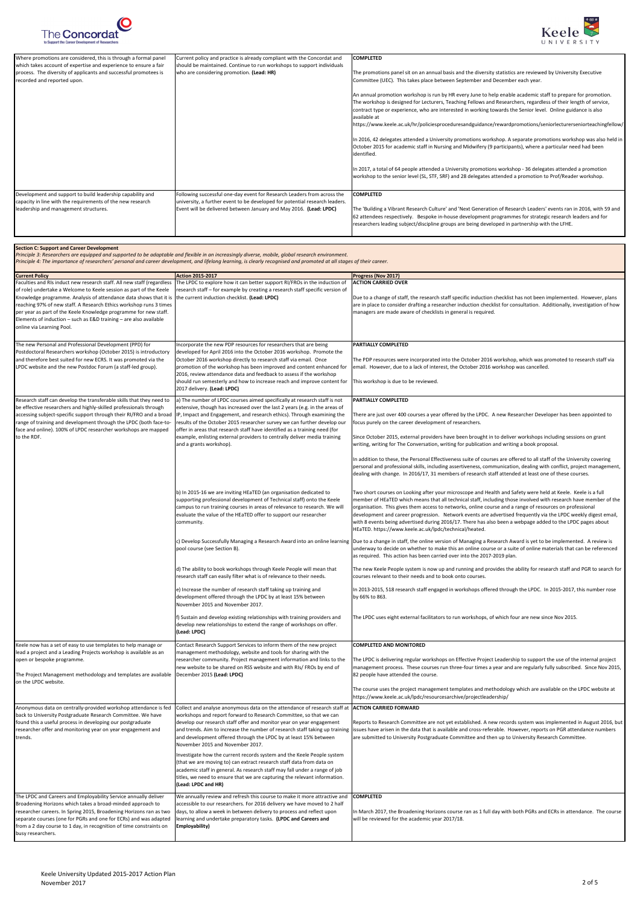| | | |
|---|---|---|
| Where promotions are considered, this is through a formal panel which takes account of expertise and experience to ensure a fair process. The diversity of applicants and successful promotees is recorded and reported upon. | Current policy and practice is already compliant with the Concordat and should be maintained. Continue to run workshops to support individuals who are considering promotion. **(Lead: HR)** | **COMPLETED**<br><br>The promotions panel sit on an annual basis and the diversity statistics are reviewed by University Executive Committee (UEC). This takes place between September and December each year.<br><br>An annual promotion workshop is run by HR every June to help enable academic staff to prepare for promotion. The workshop is designed for Lecturers, Teaching Fellows and Researchers, regardless of their length of service, contract type or experience, who are interested in working towards the Senior level. Online guidance is also available at https://www.keele.ac.uk/hr/policiesproceduresandguidance/rewardpromotions/seniorlecturerseniorteachingfellow/<br><br>In 2016, 42 delegates attended a University promotions workshop. A separate promotions workshop was also held in October 2015 for academic staff in Nursing and Midwifery (9 participants), where a particular need had been identified.<br><br>In 2017, a total of 64 people attended a University promotions workshop - 36 delegates attended a promotion workshop to the senior level (SL, STF, SRF) and 28 delegates attended a promotion to Prof/Reader workshop. |
| Development and support to build leadership capability and capacity in line with the requirements of the new research leadership and management structures. | Following successful one-day event for Research Leaders from across the university, a further event to be developed for potential research leaders. Event will be delivered between January and May 2016. **(Lead: LPDC)** | **COMPLETED**<br><br>The 'Building a Vibrant Research Culture' and 'Next Generation of Research Leaders' events ran in 2016, with 59 and 62 attendees respectively. Bespoke in-house development programmes for strategic research leaders and for researchers leading subject/discipline groups are being developed in partnership with the LFHE. |

**Section C: Support and Career Development**

*Principle 3: Researchers are equipped and supported to be adaptable and flexible in an increasingly diverse, mobile, global research environment.*
*Principle 4: The importance of researchers' personal and career development, and lifelong learning, is clearly recognised and promoted at all stages of their career.*

| Current Policy | Action 2015-2017 | Progress (Nov 2017) |
|---|---|---|
| Faculties and RIs induct new research staff. All new staff (regardless of role) undertake a Welcome to Keele session as part of the Keele Knowledge programme. Analysis of attendance data shows that it is reaching 97% of new staff. A Research Ethics workshop runs 3 times per year as part of the Keele Knowledge programme for new staff. Elements of induction – such as E&D training – are also available online via Learning Pool. | The LPDC to explore how it can better support RI/FROs in the induction of research staff – for example by creating a research staff specific version of the current induction checklist. **(Lead: LPDC)** | **ACTION CARRIED OVER**<br><br>Due to a change of staff, the research staff specific induction checklist has not been implemented. However, plans are in place to consider drafting a researcher induction checklist for consultation. Additionally, investigation of how managers are made aware of checklists in general is required. |
| The new Personal and Professional Development (PPD) for Postdoctoral Researchers workshop (October 2015) is introductory and therefore best suited for new ECRS. It was promoted via the LPDC website and the new Postdoc Forum (a staff-led group). | Incorporate the new PDP resources for researchers that are being developed for April 2016 into the October 2016 workshop. Promote the October 2016 workshop directly to research staff via email. Once promotion of the workshop has been improved and content enhanced for 2016, review attendance data and feedback to assess if the workshop should run semesterly and how to increase reach and improve content for 2017 delivery. **(Lead: LPDC)** | **PARTIALLY COMPLETED**<br><br>The PDP resources were incorporated into the October 2016 workshop, which was promoted to research staff via email. However, due to a lack of interest, the October 2016 workshop was cancelled.<br><br>This workshop is due to be reviewed. |
| Research staff can develop the transferable skills that they need to be effective researchers and highly-skilled professionals through accessing subject-specific support through their RI/FRO and a broad range of training and development through the LPDC (both face-to-face and online). 100% of LPDC researcher workshops are mapped to the RDF. | a) The number of LPDC courses aimed specifically at research staff is not extensive, though has increased over the last 2 years (e.g. in the areas of IP, Impact and Engagement, and research ethics). Through examining the results of the October 2015 researcher survey we can further develop our offer in areas that research staff have identified as a training need (for example, enlisting external providers to centrally deliver media training and a grants workshop). | **PARTIALLY COMPLETED**<br><br>There are just over 400 courses a year offered by the LPDC. A new Researcher Developer has been appointed to focus purely on the career development of researchers.<br><br>Since October 2015, external providers have been brought in to deliver workshops including sessions on grant writing, writing for The Conversation, writing for publication and writing a book proposal.<br><br>In addition to these, the Personal Effectiveness suite of courses are offered to all staff of the University covering personal and professional skills, including assertiveness, communication, dealing with conflict, project management, dealing with change. In 2016/17, 31 members of research staff attended at least one of these courses. |
| | b) In 2015-16 we are inviting HEaTED (an organisation dedicated to supporting professional development of Technical staff) onto the Keele campus to run training courses in areas of relevance to research. We will evaluate the value of the HEaTED offer to support our researcher community. | Two short courses on Looking after your microscope and Health and Safety were held at Keele. Keele is a full member of HEaTED which means that all technical staff, including those involved with research have member of the organisation. This gives them access to networks, online course and a range of resources on professional development and career progression. Network events are advertised frequently via the LPDC weekly digest email, with 8 events being advertised during 2016/17. There has also been a webpage added to the LPDC pages about HEaTED. https://www.keele.ac.uk/lpdc/technical/heated. |
| | c) Develop Successfully Managing a Research Award into an online learning pool course (see Section B). | Due to a change in staff, the online version of Managing a Research Award is yet to be implemented. A review is underway to decide on whether to make this an online course or a suite of online materials that can be referenced as required. This action has been carried over into the 2017-2019 plan. |
| | d) The ability to book workshops through Keele People will mean that research staff can easily filter what is of relevance to their needs. | The new Keele People system is now up and running and provides the ability for research staff and PGR to search for courses relevant to their needs and to book onto courses. |
| | e) Increase the number of research staff taking up training and development offered through the LPDC by at least 15% between November 2015 and November 2017. | In 2013-2015, 518 research staff engaged in workshops offered through the LPDC. In 2015-2017, this number rose by 66% to 863. |
| | f) Sustain and develop existing relationships with training providers and develop new relationships to extend the range of workshops on offer. **(Lead: LPDC)** | The LPDC uses eight external facilitators to run workshops, of which four are new since Nov 2015. |
| Keele now has a set of easy to use templates to help manage or lead a project and a Leading Projects workshop is available as an open or bespoke programme.<br><br>The Project Management methodology and templates are available on the LPDC website. | Contact Research Support Services to inform them of the new project management methodology, website and tools for sharing with the researcher community. Project management information and links to the new website to be shared on RSS website and with RIs/ FROs by end of December 2015 **(Lead: LPDC)** | **COMPLETED AND MONITORED**<br><br>The LPDC is delivering regular workshops on Effective Project Leadership to support the use of the internal project management process. These courses run three-four times a year and are regularly fully subscribed. Since Nov 2015, 82 people have attended the course.<br><br>The course uses the project management templates and methodology which are available on the LPDC website at https://www.keele.ac.uk/lpdc/resourcesarchive/projectleadership/ |
| Anonymous data on centrally-provided workshop attendance is fed back to University Postgraduate Research Committee. We have found this a useful process in developing our postgraduate researcher offer and monitoring year on year engagement and trends. | Collect and analyse anonymous data on the attendance of research staff at workshops and report forward to Research Committee, so that we can develop our research staff offer and monitor year on year engagement and trends. Aim to increase the number of research staff taking up training and development offered through the LPDC by at least 15% between November 2015 and November 2017.<br><br>Investigate how the current records system and the Keele People system (that we are moving to) can extract research staff data from data on academic staff in general. As research staff may fall under a range of job titles, we need to ensure that we are capturing the relevant information. **(Lead: LPDC and HR)** | **ACTION CARRIED FORWARD**<br><br>Reports to Research Committee are not yet established. A new records system was implemented in August 2016, but issues have arisen in the data that is available and cross-referable. However, reports on PGR attendance numbers are submitted to University Postgraduate Committee and then up to University Research Committee. |
| The LPDC and Careers and Employability Service annually deliver Broadening Horizons which takes a broad-minded approach to researcher careers. In Spring 2015, Broadening Horizons ran as two separate courses (one for PGRs and one for ECRs) and was adapted from a 2 day course to 1 day, in recognition of time constraints on busy researchers. | We annually review and refresh this course to make it more attractive and accessible to our researchers. For 2016 delivery we have moved to 2 half days, to allow a week in between delivery to process and reflect upon learning and undertake preparatory tasks. **(LPDC and Careers and Employability)** | **COMPLETED**<br><br>In March 2017, the Broadening Horizons course ran as 1 full day with both PGRs and ECRs in attendance. The course will be reviewed for the academic year 2017/18. |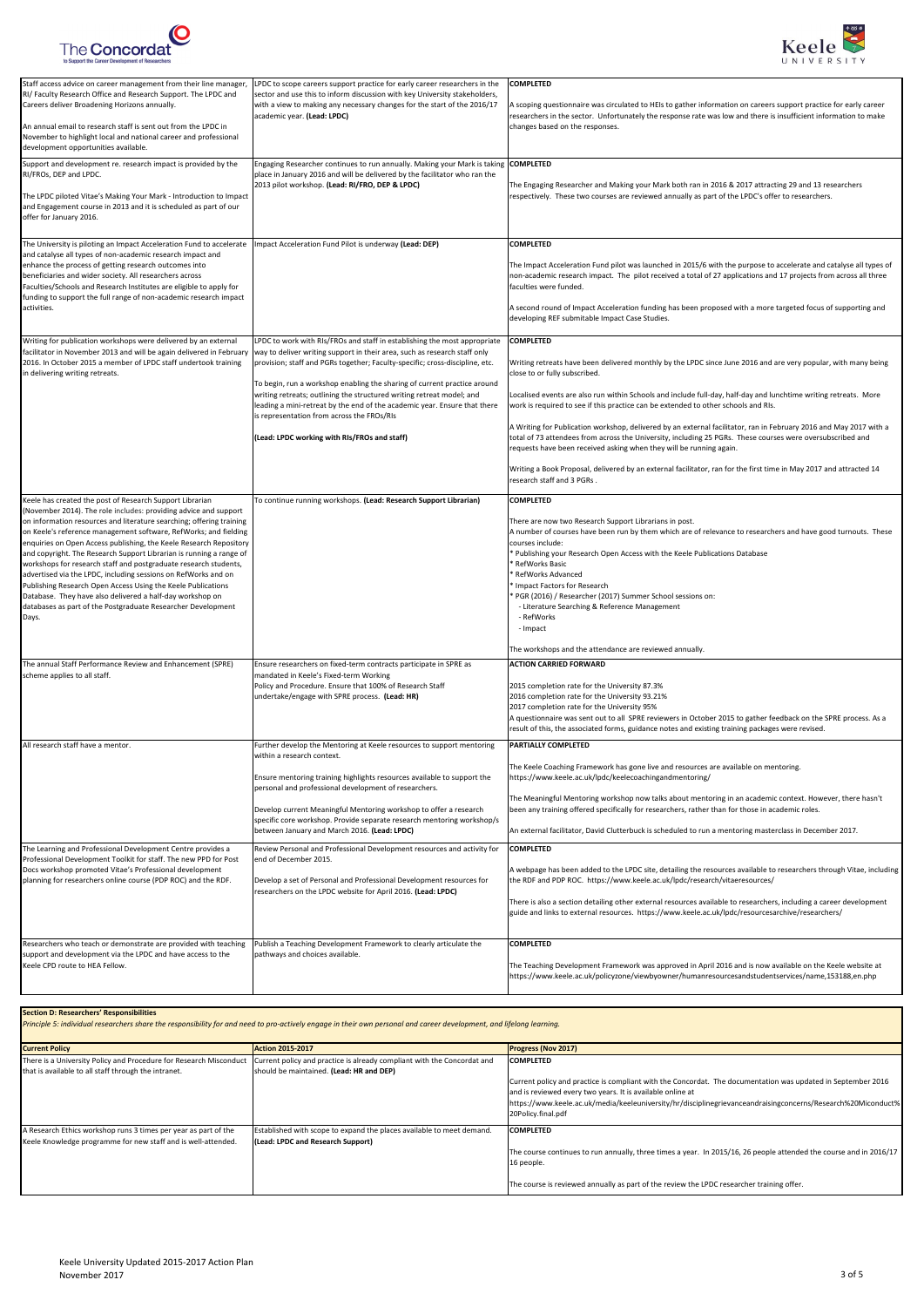| | | |
|---|---|---|
| Staff access advice on career management from their line manager, RI/ Faculty Research Office and Research Support. The LPDC and Careers deliver Broadening Horizons annually.<br><br>An annual email to research staff is sent out from the LPDC in November to highlight local and national career and professional development opportunities available. | LPDC to scope careers support practice for early career researchers in the sector and use this to inform discussion with key University stakeholders, with a view to making any necessary changes for the start of the 2016/17 academic year. **(Lead: LPDC)** | **COMPLETED**<br><br>A scoping questionnaire was circulated to HEIs to gather information on careers support practice for early career researchers in the sector. Unfortunately the response rate was low and there is insufficient information to make changes based on the responses. |
| Support and development re. research impact is provided by the RI/FROs, DEP and LPDC.<br><br>The LPDC piloted Vitae's Making Your Mark - Introduction to Impact and Engagement course in 2013 and it is scheduled as part of our offer for January 2016. | Engaging Researcher continues to run annually. Making your Mark is taking place in January 2016 and will be delivered by the facilitator who ran the 2013 pilot workshop. **(Lead: RI/FRO, DEP & LPDC)** | **COMPLETED**<br><br>The Engaging Researcher and Making your Mark both ran in 2016 & 2017 attracting 29 and 13 researchers respectively. These two courses are reviewed annually as part of the LPDC's offer to researchers. |
| The University is piloting an Impact Acceleration Fund to accelerate and catalyse all types of non-academic research impact and enhance the process of getting research outcomes into beneficiaries and wider society. All researchers across Faculties/Schools and Research Institutes are eligible to apply for funding to support the full range of non-academic research impact activities. | Impact Acceleration Fund Pilot is underway **(Lead: DEP)** | **COMPLETED**<br><br>The Impact Acceleration Fund pilot was launched in 2015/6 with the purpose to accelerate and catalyse all types of non-academic research impact. The pilot received a total of 27 applications and 17 projects from across all three faculties were funded.<br><br>A second round of Impact Acceleration funding has been proposed with a more targeted focus of supporting and developing REF submitable Impact Case Studies. |
| Writing for publication workshops were delivered by an external facilitator in November 2013 and will be again delivered in February 2016. In October 2015 a member of LPDC staff undertook training in delivering writing retreats. | LPDC to work with RIs/FROs and staff in establishing the most appropriate way to deliver writing support in their area, such as research staff only provision; staff and PGRs together; Faculty-specific; cross-discipline, etc.<br><br>To begin, run a workshop enabling the sharing of current practice around writing retreats; outlining the structured writing retreat model; and leading a mini-retreat by the end of the academic year. Ensure that there is representation from across the FROs/RIs<br><br>**(Lead: LPDC working with RIs/FROs and staff)** | **COMPLETED**<br><br>Writing retreats have been delivered monthly by the LPDC since June 2016 and are very popular, with many being close to or fully subscribed.<br><br>Localised events are also run within Schools and include full-day, half-day and lunchtime writing retreats. More work is required to see if this practice can be extended to other schools and RIs.<br><br>A Writing for Publication workshop, delivered by an external facilitator, ran in February 2016 and May 2017 with a total of 73 attendees from across the University, including 25 PGRs. These courses were oversubscribed and requests have been received asking when they will be running again.<br><br>Writing a Book Proposal, delivered by an external facilitator, ran for the first time in May 2017 and attracted 14 research staff and 3 PGRs . |
| Keele has created the post of Research Support Librarian (November 2014). The role includes: providing advice and support on information resources and literature searching; offering training on Keele's reference management software, RefWorks; and fielding enquiries on Open Access publishing, the Keele Research Repository and copyright. The Research Support Librarian is running a range of workshops for research staff and postgraduate research students, advertised via the LPDC, including sessions on RefWorks and on Publishing Research Open Access Using the Keele Publications Database. They have also delivered a half-day workshop on databases as part of the Postgraduate Researcher Development Days. | To continue running workshops. **(Lead: Research Support Librarian)** | **COMPLETED**<br><br>There are now two Research Support Librarians in post.<br>A number of courses have been run by them which are of relevance to researchers and have good turnouts. These courses include:<br>* Publishing your Research Open Access with the Keele Publications Database<br>* RefWorks Basic<br>* RefWorks Advanced<br>* Impact Factors for Research<br>* PGR (2016) / Researcher (2017) Summer School sessions on:<br>- Literature Searching & Reference Management<br>- RefWorks<br>- Impact<br><br>The workshops and the attendance are reviewed annually. |
| The annual Staff Performance Review and Enhancement (SPRE) scheme applies to all staff. | Ensure researchers on fixed-term contracts participate in SPRE as mandated in Keele's Fixed-term Working Policy and Procedure. Ensure that 100% of Research Staff undertake/engage with SPRE process. **(Lead: HR)** | **ACTION CARRIED FORWARD**<br><br>2015 completion rate for the University 87.3%<br>2016 completion rate for the University 93.21%<br>2017 completion rate for the University 95%<br>A questionnaire was sent out to all SPRE reviewers in October 2015 to gather feedback on the SPRE process. As a result of this, the associated forms, guidance notes and existing training packages were revised. |
| All research staff have a mentor. | Further develop the Mentoring at Keele resources to support mentoring within a research context.<br><br>Ensure mentoring training highlights resources available to support the personal and professional development of researchers.<br><br>Develop current Meaningful Mentoring workshop to offer a research specific core workshop. Provide separate research mentoring workshop/s between January and March 2016. **(Lead: LPDC)** | **PARTIALLY COMPLETED**<br><br>The Keele Coaching Framework has gone live and resources are available on mentoring.<br>https://www.keele.ac.uk/lpdc/keelecoachingandmentoring/<br><br>The Meaningful Mentoring workshop now talks about mentoring in an academic context. However, there hasn't been any training offered specifically for researchers, rather than for those in academic roles.<br><br>An external facilitator, David Clutterbuck is scheduled to run a mentoring masterclass in December 2017. |
| The Learning and Professional Development Centre provides a Professional Development Toolkit for staff. The new PPD for Post Docs workshop promoted Vitae's Professional development planning for researchers online course (PDP ROC) and the RDF. | Review Personal and Professional Development resources and activity for end of December 2015.<br><br>Develop a set of Personal and Professional Development resources for researchers on the LPDC website for April 2016. **(Lead: LPDC)** | **COMPLETED**<br><br>A webpage has been added to the LPDC site, detailing the resources available to researchers through Vitae, including the RDF and PDP ROC. https://www.keele.ac.uk/lpdc/research/vitaeresources/<br><br>There is also a section detailing other external resources available to researchers, including a career development guide and links to external resources. https://www.keele.ac.uk/lpdc/resourcesarchive/researchers/ |
| Researchers who teach or demonstrate are provided with teaching support and development via the LPDC and have access to the Keele CPD route to HEA Fellow. | Publish a Teaching Development Framework to clearly articulate the pathways and choices available. | **COMPLETED**<br><br>The Teaching Development Framework was approved in April 2016 and is now available on the Keele website at https://www.keele.ac.uk/policyzone/viewbyowner/humanresourcesandstudentservices/name,153188,en.php |

**Section D: Researchers' Responsibilities**

*Principle 5: individual researchers share the responsibility for and need to pro-actively engage in their own personal and career development, and lifelong learning.*

| Current Policy | Action 2015-2017 | Progress (Nov 2017) |
|---|---|---|
| There is a University Policy and Procedure for Research Misconduct that is available to all staff through the intranet. | Current policy and practice is already compliant with the Concordat and should be maintained. **(Lead: HR and DEP)** | **COMPLETED**<br><br>Current policy and practice is compliant with the Concordat. The documentation was updated in September 2016 and is reviewed every two years. It is available online at https://www.keele.ac.uk/media/keeleuniversity/hr/disciplinegrievanceandraisingconcerns/Research%20Miconduct%20Policy.final.pdf |
| A Research Ethics workshop runs 3 times per year as part of the Keele Knowledge programme for new staff and is well-attended. | Established with scope to expand the places available to meet demand. **(Lead: LPDC and Research Support)** | **COMPLETED**<br><br>The course continues to run annually, three times a year. In 2015/16, 26 people attended the course and in 2016/17 16 people.<br><br>The course is reviewed annually as part of the review the LPDC researcher training offer. |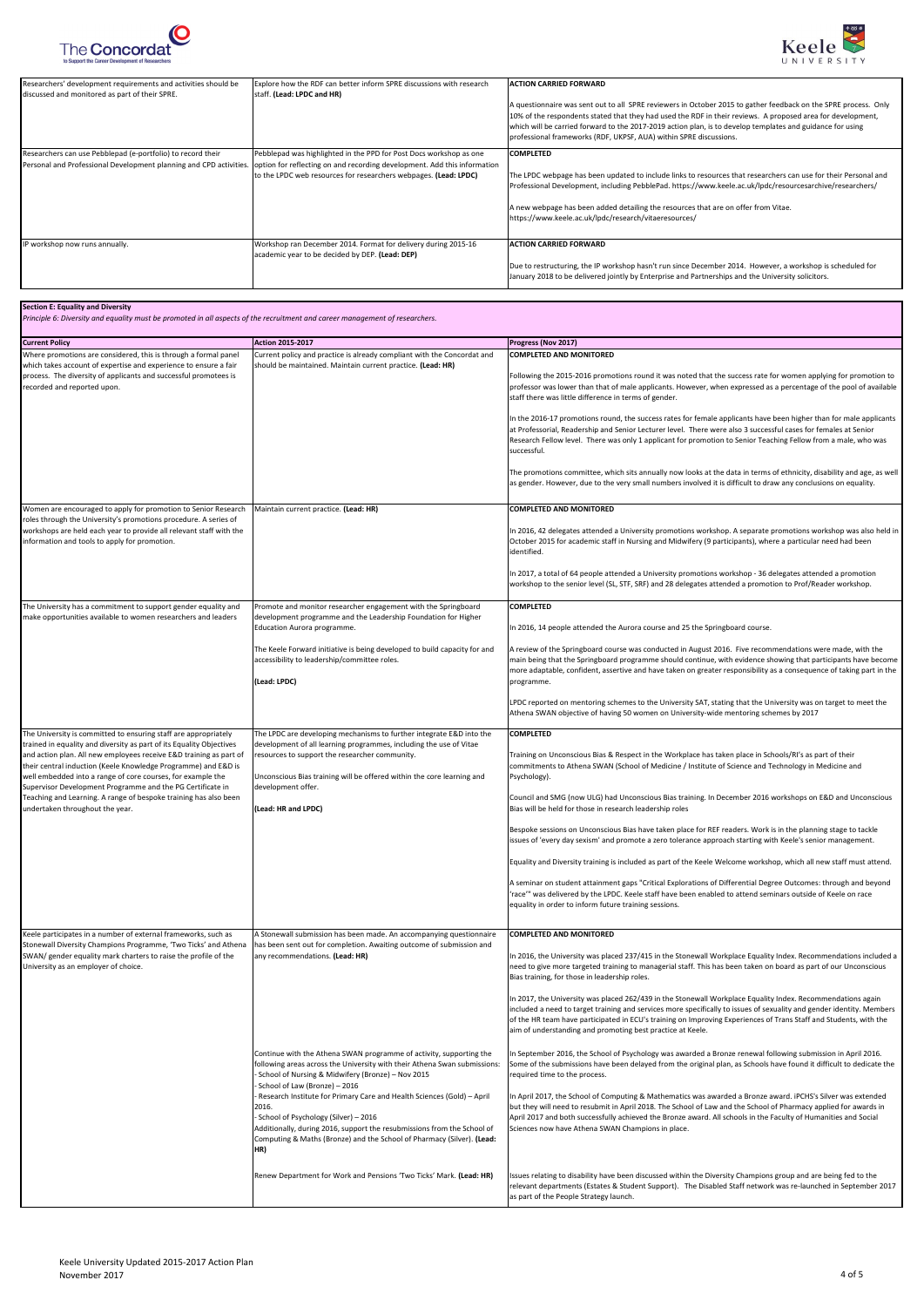| | | |
|---|---|---|
| Researchers' development requirements and activities should be discussed and monitored as part of their SPRE. | Explore how the RDF can better inform SPRE discussions with research staff. **(Lead: LPDC and HR)** | **ACTION CARRIED FORWARD**<br><br>A questionnaire was sent out to all SPRE reviewers in October 2015 to gather feedback on the SPRE process. Only 10% of the respondents stated that they had used the RDF in their reviews. A proposed area for development, which will be carried forward to the 2017-2019 action plan, is to develop templates and guidance for using professional frameworks (RDF, UKPSF, AUA) within SPRE discussions. |
| Researchers can use Pebblepad (e-portfolio) to record their Personal and Professional Development planning and CPD activities. | Pebblepad was highlighted in the PPD for Post Docs workshop as one option for reflecting on and recording development. Add this information to the LPDC web resources for researchers webpages. **(Lead: LPDC)** | **COMPLETED**<br><br>The LPDC webpage has been updated to include links to resources that researchers can use for their Personal and Professional Development, including PebblePad. https://www.keele.ac.uk/lpdc/resourcesarchive/researchers/<br><br>A new webpage has been added detailing the resources that are on offer from Vitae. https://www.keele.ac.uk/lpdc/research/vitaeresources/ |
| IP workshop now runs annually. | Workshop ran December 2014. Format for delivery during 2015-16 academic year to be decided by DEP. **(Lead: DEP)** | **ACTION CARRIED FORWARD**<br><br>Due to restructuring, the IP workshop hasn't run since December 2014. However, a workshop is scheduled for January 2018 to be delivered jointly by Enterprise and Partnerships and the University solicitors. |

**Section E: Equality and Diversity**

*Principle 6: Diversity and equality must be promoted in all aspects of the recruitment and career management of researchers.*

| Current Policy | Action 2015-2017 | Progress (Nov 2017) |
|---|---|---|
| Where promotions are considered, this is through a formal panel which takes account of expertise and experience to ensure a fair process. The diversity of applicants and successful promotees is recorded and reported upon. | Current policy and practice is already compliant with the Concordat and should be maintained. Maintain current practice. **(Lead: HR)** | **COMPLETED AND MONITORED**<br><br>Following the 2015-2016 promotions round it was noted that the success rate for women applying for promotion to professor was lower than that of male applicants. However, when expressed as a percentage of the pool of available staff there was little difference in terms of gender.<br><br>In the 2016-17 promotions round, the success rates for female applicants have been higher than for male applicants at Professorial, Readership and Senior Lecturer level. There were also 3 successful cases for females at Senior Research Fellow level. There was only 1 applicant for promotion to Senior Teaching Fellow from a male, who was successful.<br><br>The promotions committee, which sits annually now looks at the data in terms of ethnicity, disability and age, as well as gender. However, due to the very small numbers involved it is difficult to draw any conclusions on equality. |
| Women are encouraged to apply for promotion to Senior Research roles through the University's promotions procedure. A series of workshops are held each year to provide all relevant staff with the information and tools to apply for promotion. | Maintain current practice. **(Lead: HR)** | **COMPLETED AND MONITORED**<br><br>In 2016, 42 delegates attended a University promotions workshop. A separate promotions workshop was also held in October 2015 for academic staff in Nursing and Midwifery (9 participants), where a particular need had been identified.<br><br>In 2017, a total of 64 people attended a University promotions workshop - 36 delegates attended a promotion workshop to the senior level (SL, STF, SRF) and 28 delegates attended a promotion to Prof/Reader workshop. |
| The University has a commitment to support gender equality and make opportunities available to women researchers and leaders | Promote and monitor researcher engagement with the Springboard development programme and the Leadership Foundation for Higher Education Aurora programme.<br><br>The Keele Forward initiative is being developed to build capacity for and accessibility to leadership/committee roles.<br><br>**(Lead: LPDC)** | **COMPLETED**<br><br>In 2016, 14 people attended the Aurora course and 25 the Springboard course.<br><br>A review of the Springboard course was conducted in August 2016. Five recommendations were made, with the main being that the Springboard programme should continue, with evidence showing that participants have become more adaptable, confident, assertive and have taken on greater responsibility as a consequence of taking part in the programme.<br><br>LPDC reported on mentoring schemes to the University SAT, stating that the University was on target to meet the Athena SWAN objective of having 50 women on University-wide mentoring schemes by 2017 |
| The University is committed to ensuring staff are appropriately trained in equality and diversity as part of its Equality Objectives and action plan. All new employees receive E&D training as part of their central induction (Keele Knowledge Programme) and E&D is well embedded into a range of core courses, for example the Supervisor Development Programme and the PG Certificate in Teaching and Learning. A range of bespoke training has also been undertaken throughout the year. | The LPDC are developing mechanisms to further integrate E&D into the development of all learning programmes, including the use of Vitae resources to support the researcher community.<br><br>Unconscious Bias training will be offered within the core learning and development offer.<br><br>**(Lead: HR and LPDC)** | **COMPLETED**<br><br>Training on Unconscious Bias & Respect in the Workplace has taken place in Schools/RI's as part of their commitments to Athena SWAN (School of Medicine / Institute of Science and Technology in Medicine and Psychology).<br><br>Council and SMG (now ULG) had Unconscious Bias training. In December 2016 workshops on E&D and Unconscious Bias will be held for those in research leadership roles<br><br>Bespoke sessions on Unconscious Bias have taken place for REF readers. Work is in the planning stage to tackle issues of 'every day sexism' and promote a zero tolerance approach starting with Keele's senior management.<br><br>Equality and Diversity training is included as part of the Keele Welcome workshop, which all new staff must attend.<br><br>A seminar on student attainment gaps "Critical Explorations of Differential Degree Outcomes: through and beyond 'race'" was delivered by the LPDC. Keele staff have been enabled to attend seminars outside of Keele on race equality in order to inform future training sessions. |
| Keele participates in a number of external frameworks, such as Stonewall Diversity Champions Programme, 'Two Ticks' and Athena SWAN/ gender equality mark charters to raise the profile of the University as an employer of choice. | A Stonewall submission has been made. An accompanying questionnaire has been sent out for completion. Awaiting outcome of submission and any recommendations. **(Lead: HR)** | **COMPLETED AND MONITORED**<br><br>In 2016, the University was placed 237/415 in the Stonewall Workplace Equality Index. Recommendations included a need to give more targeted training to managerial staff. This has been taken on board as part of our Unconscious Bias training, for those in leadership roles.<br><br>In 2017, the University was placed 262/439 in the Stonewall Workplace Equality Index. Recommendations again included a need to target training and services more specifically to issues of sexuality and gender identity. Members of the HR team have participated in ECU's training on Improving Experiences of Trans Staff and Students, with the aim of understanding and promoting best practice at Keele. |
| | Continue with the Athena SWAN programme of activity, supporting the following areas across the University with their Athena Swan submissions:<br>- School of Nursing & Midwifery (Bronze) – Nov 2015<br>- School of Law (Bronze) – 2016<br>- Research Institute for Primary Care and Health Sciences (Gold) – April 2016.<br>- School of Psychology (Silver) – 2016<br>Additionally, during 2016, support the resubmissions from the School of Computing & Maths (Bronze) and the School of Pharmacy (Silver). **(Lead: HR)** | In September 2016, the School of Psychology was awarded a Bronze renewal following submission in April 2016. Some of the submissions have been delayed from the original plan, as Schools have found it difficult to dedicate the required time to the process.<br><br>In April 2017, the School of Computing & Mathematics was awarded a Bronze award. iPCHS's Silver was extended but they will need to resubmit in April 2018. The School of Law and the School of Pharmacy applied for awards in April 2017 and both successfully achieved the Bronze award. All schools in the Faculty of Humanities and Social Sciences now have Athena SWAN Champions in place. |
| | Renew Department for Work and Pensions 'Two Ticks' Mark. **(Lead: HR)** | Issues relating to disability have been discussed within the Diversity Champions group and are being fed to the relevant departments (Estates & Student Support). The Disabled Staff network was re-launched in September 2017 as part of the People Strategy launch. |

Keele University Updated 2015-2017 Action Plan
November 2017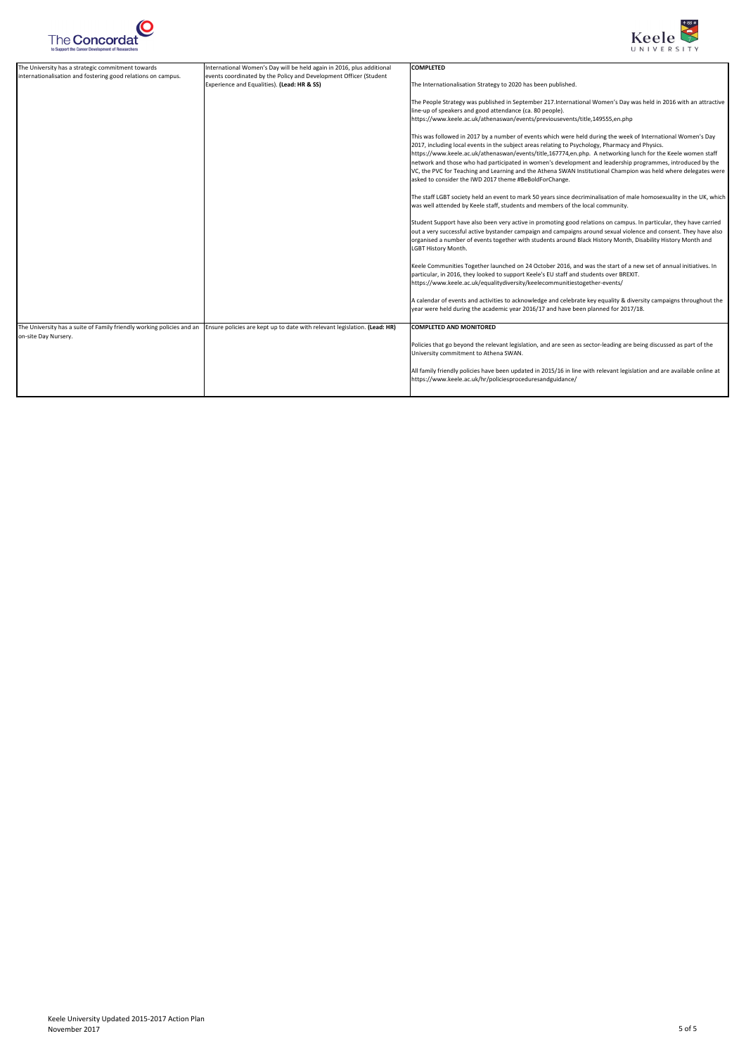| | | |
|---|---|---|
| The University has a strategic commitment towards internationalisation and fostering good relations on campus. | International Women's Day will be held again in 2016, plus additional events coordinated by the Policy and Development Officer (Student Experience and Equalities). **(Lead: HR & SS)** | **COMPLETED**<br><br>The Internationalisation Strategy to 2020 has been published.<br><br>The People Strategy was published in September 217.International Women's Day was held in 2016 with an attractive line-up of speakers and good attendance (ca. 80 people).<br>https://www.keele.ac.uk/athenaswan/events/previousevents/title,149555,en.php<br><br>This was followed in 2017 by a number of events which were held during the week of International Women's Day 2017, including local events in the subject areas relating to Psychology, Pharmacy and Physics.<br>https://www.keele.ac.uk/athenaswan/events/title,167774,en.php. A networking lunch for the Keele women staff network and those who had participated in women's development and leadership programmes, introduced by the VC, the PVC for Teaching and Learning and the Athena SWAN Institutional Champion was held where delegates were asked to consider the IWD 2017 theme #BeBoldForChange.<br><br>The staff LGBT society held an event to mark 50 years since decriminalisation of male homosexuality in the UK, which was well attended by Keele staff, students and members of the local community.<br><br>Student Support have also been very active in promoting good relations on campus. In particular, they have carried out a very successful active bystander campaign and campaigns around sexual violence and consent. They have also organised a number of events together with students around Black History Month, Disability History Month and LGBT History Month.<br><br>Keele Communities Together launched on 24 October 2016, and was the start of a new set of annual initiatives. In particular, in 2016, they looked to support Keele's EU staff and students over BREXIT.<br>https://www.keele.ac.uk/equalitydiversity/keelecommunitiestogether-events/<br><br>A calendar of events and activities to acknowledge and celebrate key equality & diversity campaigns throughout the year were held during the academic year 2016/17 and have been planned for 2017/18. |
| The University has a suite of Family friendly working policies and an on-site Day Nursery. | Ensure policies are kept up to date with relevant legislation. **(Lead: HR)** | **COMPLETED AND MONITORED**<br><br>Policies that go beyond the relevant legislation, and are seen as sector-leading are being discussed as part of the University commitment to Athena SWAN.<br><br>All family friendly policies have been updated in 2015/16 in line with relevant legislation and are available online at https://www.keele.ac.uk/hr/policiesproceduresandguidance/ |